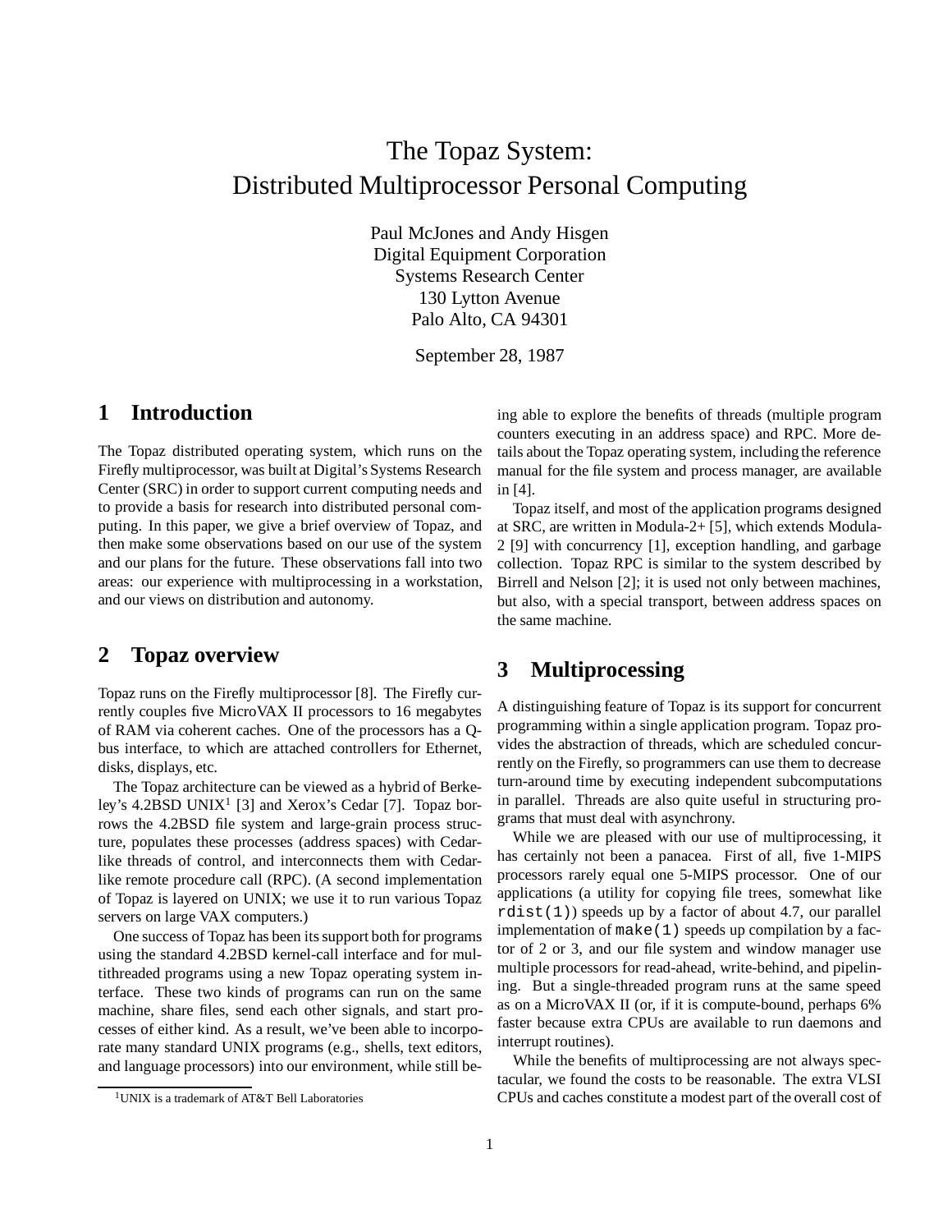# The Topaz System:
# Distributed Multiprocessor Personal Computing

Paul McJones and Andy Hisgen
Digital Equipment Corporation
Systems Research Center
130 Lytton Avenue
Palo Alto, CA 94301

September 28, 1987

## 1 Introduction

The Topaz distributed operating system, which runs on the Firefly multiprocessor, was built at Digital's Systems Research Center (SRC) in order to support current computing needs and to provide a basis for research into distributed personal computing. In this paper, we give a brief overview of Topaz, and then make some observations based on our use of the system and our plans for the future. These observations fall into two areas: our experience with multiprocessing in a workstation, and our views on distribution and autonomy.

## 2 Topaz overview

Topaz runs on the Firefly multiprocessor [8]. The Firefly currently couples five MicroVAX II processors to 16 megabytes of RAM via coherent caches. One of the processors has a Q-bus interface, to which are attached controllers for Ethernet, disks, displays, etc.

The Topaz architecture can be viewed as a hybrid of Berkeley's 4.2BSD UNIX[1] [3] and Xerox's Cedar [7]. Topaz borrows the 4.2BSD file system and large-grain process structure, populates these processes (address spaces) with Cedar-like threads of control, and interconnects them with Cedar-like remote procedure call (RPC). (A second implementation of Topaz is layered on UNIX; we use it to run various Topaz servers on large VAX computers.)

One success of Topaz has been its support both for programs using the standard 4.2BSD kernel-call interface and for multithreaded programs using a new Topaz operating system interface. These two kinds of programs can run on the same machine, share files, send each other signals, and start processes of either kind. As a result, we've been able to incorporate many standard UNIX programs (e.g., shells, text editors, and language processors) into our environment, while still being able to explore the benefits of threads (multiple program counters executing in an address space) and RPC. More details about the Topaz operating system, including the reference manual for the file system and process manager, are available in [4].

Topaz itself, and most of the application programs designed at SRC, are written in Modula-2+ [5], which extends Modula-2 [9] with concurrency [1], exception handling, and garbage collection. Topaz RPC is similar to the system described by Birrell and Nelson [2]; it is used not only between machines, but also, with a special transport, between address spaces on the same machine.

[1]UNIX is a trademark of AT&T Bell Laboratories

## 3 Multiprocessing

A distinguishing feature of Topaz is its support for concurrent programming within a single application program. Topaz provides the abstraction of threads, which are scheduled concurrently on the Firefly, so programmers can use them to decrease turn-around time by executing independent subcomputations in parallel. Threads are also quite useful in structuring programs that must deal with asynchrony.

While we are pleased with our use of multiprocessing, it has certainly not been a panacea. First of all, five 1-MIPS processors rarely equal one 5-MIPS processor. One of our applications (a utility for copying file trees, somewhat like `rdist(1)`) speeds up by a factor of about 4.7, our parallel implementation of `make(1)` speeds up compilation by a factor of 2 or 3, and our file system and window manager use multiple processors for read-ahead, write-behind, and pipelining. But a single-threaded program runs at the same speed as on a MicroVAX II (or, if it is compute-bound, perhaps 6% faster because extra CPUs are available to run daemons and interrupt routines).

While the benefits of multiprocessing are not always spectacular, we found the costs to be reasonable. The extra VLSI CPUs and caches constitute a modest part of the overall cost of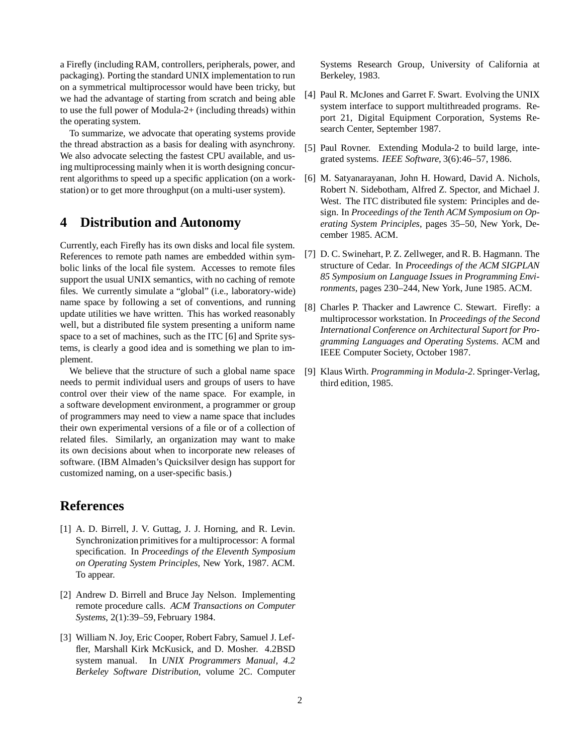a Firefly (including RAM, controllers, peripherals, power, and packaging). Porting the standard UNIX implementation to run on a symmetrical multiprocessor would have been tricky, but we had the advantage of starting from scratch and being able to use the full power of Modula-2+ (including threads) within the operating system.

To summarize, we advocate that operating systems provide the thread abstraction as a basis for dealing with asynchrony. We also advocate selecting the fastest CPU available, and using multiprocessing mainly when it is worth designing concurrent algorithms to speed up a specific application (on a workstation) or to get more throughput (on a multi-user system).

## 4 Distribution and Autonomy

Currently, each Firefly has its own disks and local file system. References to remote path names are embedded within symbolic links of the local file system. Accesses to remote files support the usual UNIX semantics, with no caching of remote files. We currently simulate a "global" (i.e., laboratory-wide) name space by following a set of conventions, and running update utilities we have written. This has worked reasonably well, but a distributed file system presenting a uniform name space to a set of machines, such as the ITC [6] and Sprite systems, is clearly a good idea and is something we plan to implement.

We believe that the structure of such a global name space needs to permit individual users and groups of users to have control over their view of the name space. For example, in a software development environment, a programmer or group of programmers may need to view a name space that includes their own experimental versions of a file or of a collection of related files. Similarly, an organization may want to make its own decisions about when to incorporate new releases of software. (IBM Almaden's Quicksilver design has support for customized naming, on a user-specific basis.)

## References

[1] A. D. Birrell, J. V. Guttag, J. J. Horning, and R. Levin. Synchronization primitives for a multiprocessor: A formal specification. In *Proceedings of the Eleventh Symposium on Operating System Principles*, New York, 1987. ACM. To appear.

[2] Andrew D. Birrell and Bruce Jay Nelson. Implementing remote procedure calls. *ACM Transactions on Computer Systems*, 2(1):39–59, February 1984.

[3] William N. Joy, Eric Cooper, Robert Fabry, Samuel J. Leffler, Marshall Kirk McKusick, and D. Mosher. 4.2BSD system manual. In *UNIX Programmers Manual, 4.2 Berkeley Software Distribution*, volume 2C. Computer Systems Research Group, University of California at Berkeley, 1983.

[4] Paul R. McJones and Garret F. Swart. Evolving the UNIX system interface to support multithreaded programs. Report 21, Digital Equipment Corporation, Systems Research Center, September 1987.

[5] Paul Rovner. Extending Modula-2 to build large, integrated systems. *IEEE Software*, 3(6):46–57, 1986.

[6] M. Satyanarayanan, John H. Howard, David A. Nichols, Robert N. Sidebotham, Alfred Z. Spector, and Michael J. West. The ITC distributed file system: Principles and design. In *Proceedings of the Tenth ACM Symposium on Operating System Principles*, pages 35–50, New York, December 1985. ACM.

[7] D. C. Swinehart, P. Z. Zellweger, and R. B. Hagmann. The structure of Cedar. In *Proceedings of the ACM SIGPLAN 85 Symposium on Language Issues in Programming Environments*, pages 230–244, New York, June 1985. ACM.

[8] Charles P. Thacker and Lawrence C. Stewart. Firefly: a multiprocessor workstation. In *Proceedings of the Second International Conference on Architectural Suport for Programming Languages and Operating Systems*. ACM and IEEE Computer Society, October 1987.

[9] Klaus Wirth. *Programming in Modula-2*. Springer-Verlag, third edition, 1985.